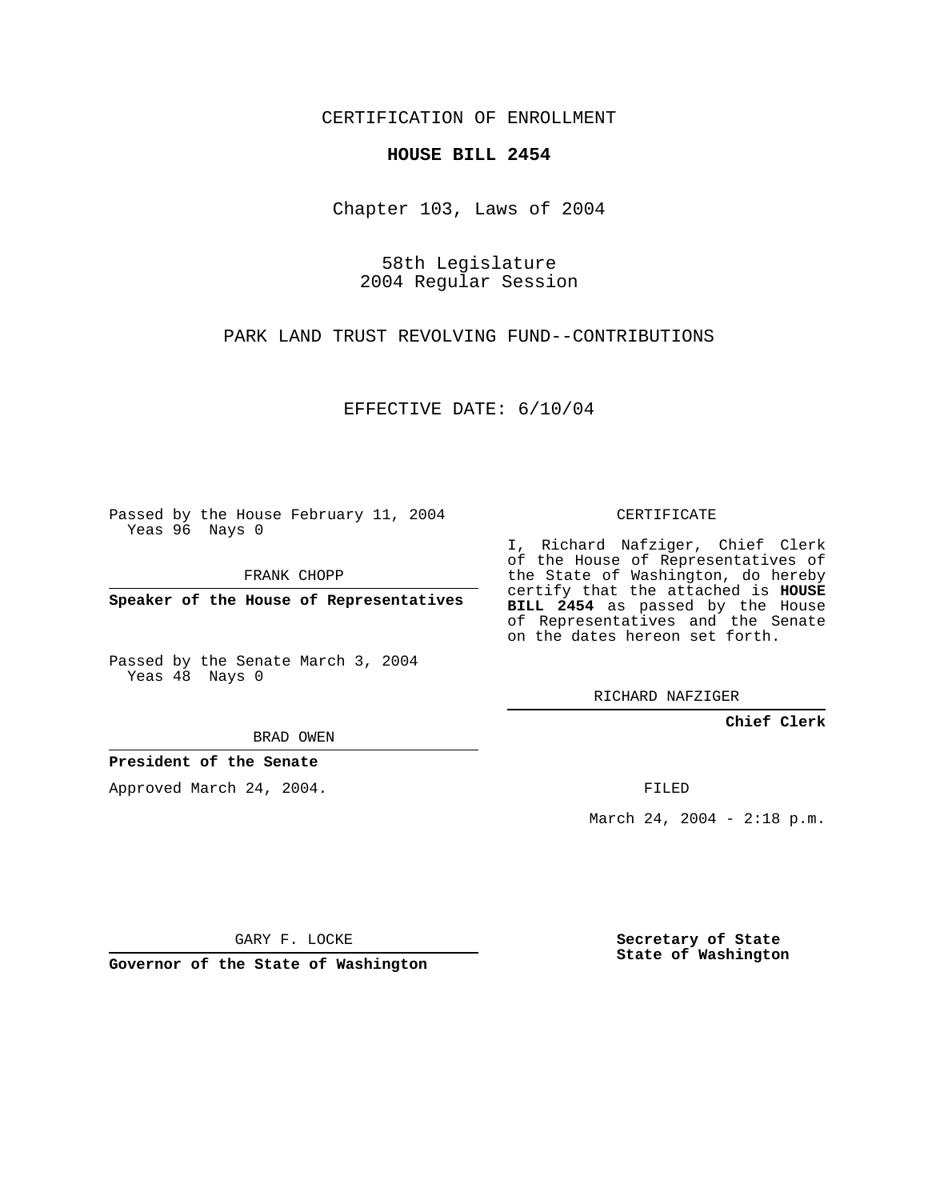CERTIFICATION OF ENROLLMENT

**HOUSE BILL 2454**

Chapter 103, Laws of 2004

58th Legislature
2004 Regular Session

PARK LAND TRUST REVOLVING FUND--CONTRIBUTIONS

EFFECTIVE DATE: 6/10/04

Passed by the House February 11, 2004
Yeas 96 Nays 0

FRANK CHOPP

**Speaker of the House of Representatives**

Passed by the Senate March 3, 2004
Yeas 48 Nays 0

BRAD OWEN

**President of the Senate**

Approved March 24, 2004.

GARY F. LOCKE

**Governor of the State of Washington**

CERTIFICATE

I, Richard Nafziger, Chief Clerk of the House of Representatives of the State of Washington, do hereby certify that the attached is **HOUSE BILL 2454** as passed by the House of Representatives and the Senate on the dates hereon set forth.

RICHARD NAFZIGER

**Chief Clerk**

FILED

March 24, 2004 - 2:18 p.m.

**Secretary of State**
**State of Washington**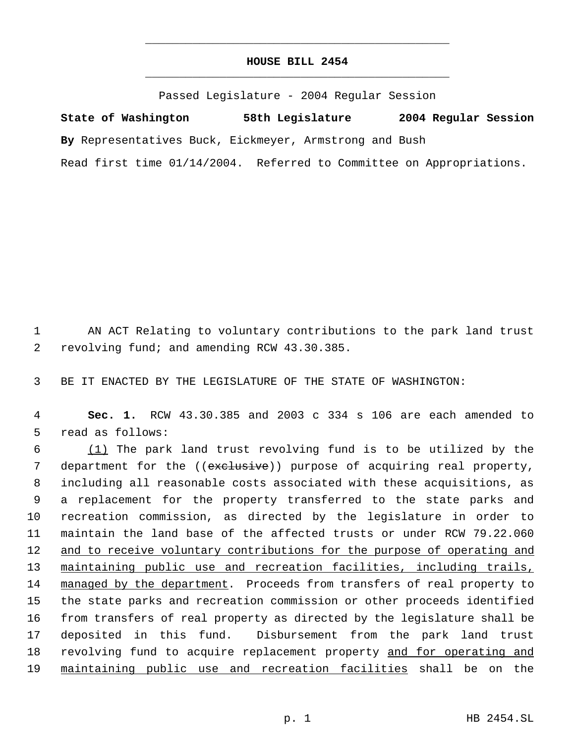# HOUSE BILL 2454

Passed Legislature - 2004 Regular Session

**State of Washington** **58th Legislature** **2004 Regular Session**

**By** Representatives Buck, Eickmeyer, Armstrong and Bush

Read first time 01/14/2004. Referred to Committee on Appropriations.

AN ACT Relating to voluntary contributions to the park land trust revolving fund; and amending RCW 43.30.385.

BE IT ENACTED BY THE LEGISLATURE OF THE STATE OF WASHINGTON:

**Sec. 1.** RCW 43.30.385 and 2003 c 334 s 106 are each amended to read as follows:

<u>(1)</u> The park land trust revolving fund is to be utilized by the department for the ((~~exclusive~~)) purpose of acquiring real property, including all reasonable costs associated with these acquisitions, as a replacement for the property transferred to the state parks and recreation commission, as directed by the legislature in order to maintain the land base of the affected trusts or under RCW 79.22.060 <u>and to receive voluntary contributions for the purpose of operating and maintaining public use and recreation facilities, including trails, managed by the department</u>. Proceeds from transfers of real property to the state parks and recreation commission or other proceeds identified from transfers of real property as directed by the legislature shall be deposited in this fund. Disbursement from the park land trust revolving fund to acquire replacement property <u>and for operating and maintaining public use and recreation facilities</u> shall be on the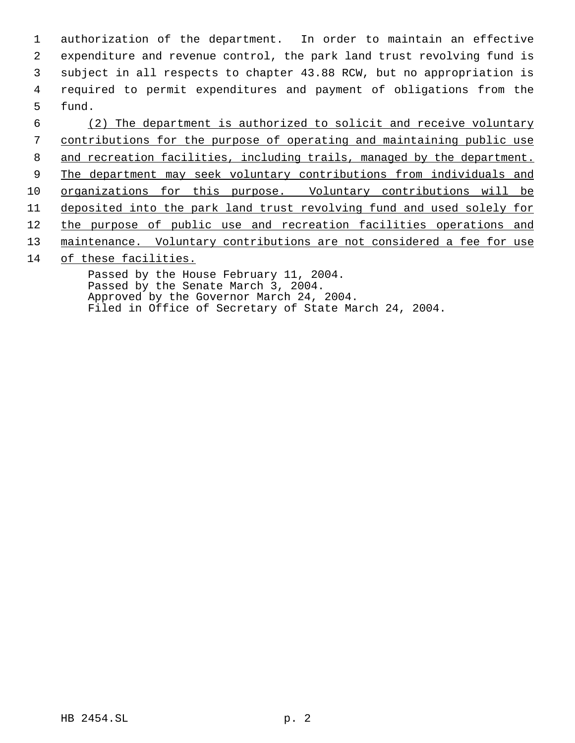authorization of the department. In order to maintain an effective expenditure and revenue control, the park land trust revolving fund is subject in all respects to chapter 43.88 RCW, but no appropriation is required to permit expenditures and payment of obligations from the fund.

<u>(2) The department is authorized to solicit and receive voluntary contributions for the purpose of operating and maintaining public use and recreation facilities, including trails, managed by the department. The department may seek voluntary contributions from individuals and organizations for this purpose. Voluntary contributions will be deposited into the park land trust revolving fund and used solely for the purpose of public use and recreation facilities operations and maintenance. Voluntary contributions are not considered a fee for use of these facilities.</u>

Passed by the House February 11, 2004.
Passed by the Senate March 3, 2004.
Approved by the Governor March 24, 2004.
Filed in Office of Secretary of State March 24, 2004.